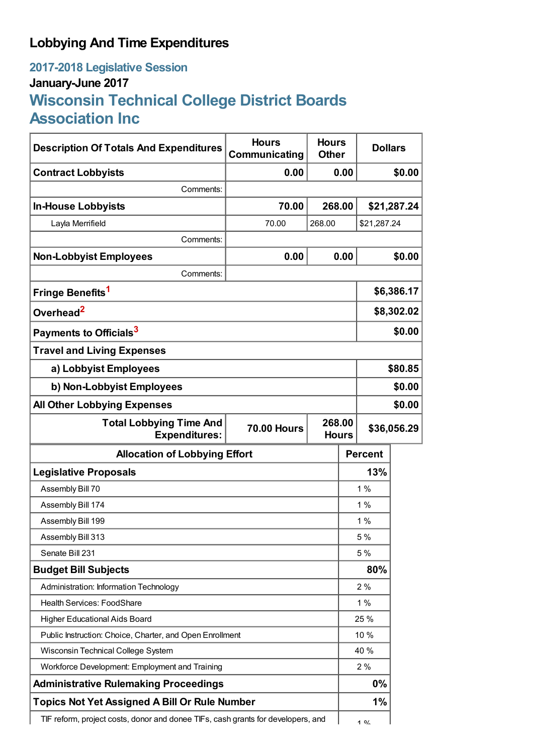# Lobbying And Time Expenditures

## 2017-2018 Legislative Session

### January-June 2017

## Wisconsin Technical College District Boards Association Inc

| Description Of Totals And Expenditures | Hours Communicating | Hours Other | Dollars |
|---|---|---|---|
| **Contract Lobbyists** | **0.00** | **0.00** | **$0.00** |
| Comments: | | | |
| **In-House Lobbyists** | **70.00** | **268.00** | **$21,287.24** |
| Layla Merrifield | 70.00 | 268.00 | $21,287.24 |
| Comments: | | | |
| **Non-Lobbyist Employees** | **0.00** | **0.00** | **$0.00** |
| Comments: | | | |
| **Fringe Benefits**[1] | | | **$6,386.17** |
| **Overhead**[2] | | | **$8,302.02** |
| **Payments to Officials**[3] | | | **$0.00** |
| **Travel and Living Expenses** | | | |
| **a) Lobbyist Employees** | | | **$80.85** |
| **b) Non-Lobbyist Employees** | | | **$0.00** |
| **All Other Lobbying Expenses** | | | **$0.00** |
| **Total Lobbying Time And Expenditures:** | **70.00 Hours** | **268.00 Hours** | **$36,056.29** |

| Allocation of Lobbying Effort | Percent |
|---|---|
| **Legislative Proposals** | **13%** |
| Assembly Bill 70 | 1 % |
| Assembly Bill 174 | 1 % |
| Assembly Bill 199 | 1 % |
| Assembly Bill 313 | 5 % |
| Senate Bill 231 | 5 % |
| **Budget Bill Subjects** | **80%** |
| Administration: Information Technology | 2 % |
| Health Services: FoodShare | 1 % |
| Higher Educational Aids Board | 25 % |
| Public Instruction: Choice, Charter, and Open Enrollment | 10 % |
| Wisconsin Technical College System | 40 % |
| Workforce Development: Employment and Training | 2 % |
| **Administrative Rulemaking Proceedings** | **0%** |
| **Topics Not Yet Assigned A Bill Or Rule Number** | **1%** |
| TIF reform, project costs, donor and donee TIFs, cash grants for developers, and | 1 % |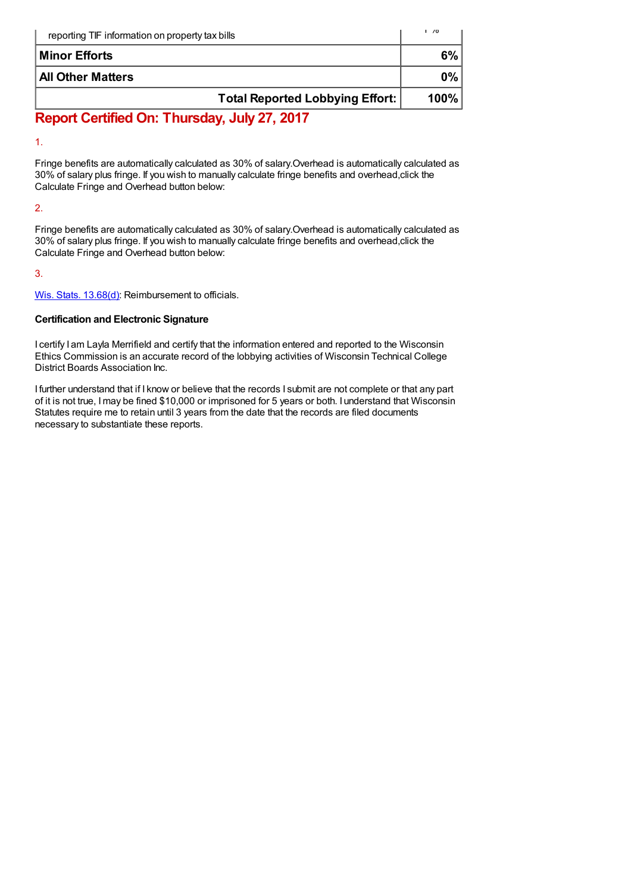| | |
|---|---|
| reporting TIF information on property tax bills | 1% |
| **Minor Efforts** | **6%** |
| **All Other Matters** | **0%** |
| **Total Reported Lobbying Effort:** | **100%** |

## Report Certified On: Thursday, July 27, 2017

1.

Fringe benefits are automatically calculated as 30% of salary.Overhead is automatically calculated as 30% of salary plus fringe. If you wish to manually calculate fringe benefits and overhead,click the Calculate Fringe and Overhead button below:

2.

Fringe benefits are automatically calculated as 30% of salary.Overhead is automatically calculated as 30% of salary plus fringe. If you wish to manually calculate fringe benefits and overhead,click the Calculate Fringe and Overhead button below:

3.

Wis. Stats. 13.68(d): Reimbursement to officials.

**Certification and Electronic Signature**

I certify I am Layla Merrifield and certify that the information entered and reported to the Wisconsin Ethics Commission is an accurate record of the lobbying activities of Wisconsin Technical College District Boards Association Inc.

I further understand that if I know or believe that the records I submit are not complete or that any part of it is not true, I may be fined $10,000 or imprisoned for 5 years or both. I understand that Wisconsin Statutes require me to retain until 3 years from the date that the records are filed documents necessary to substantiate these reports.